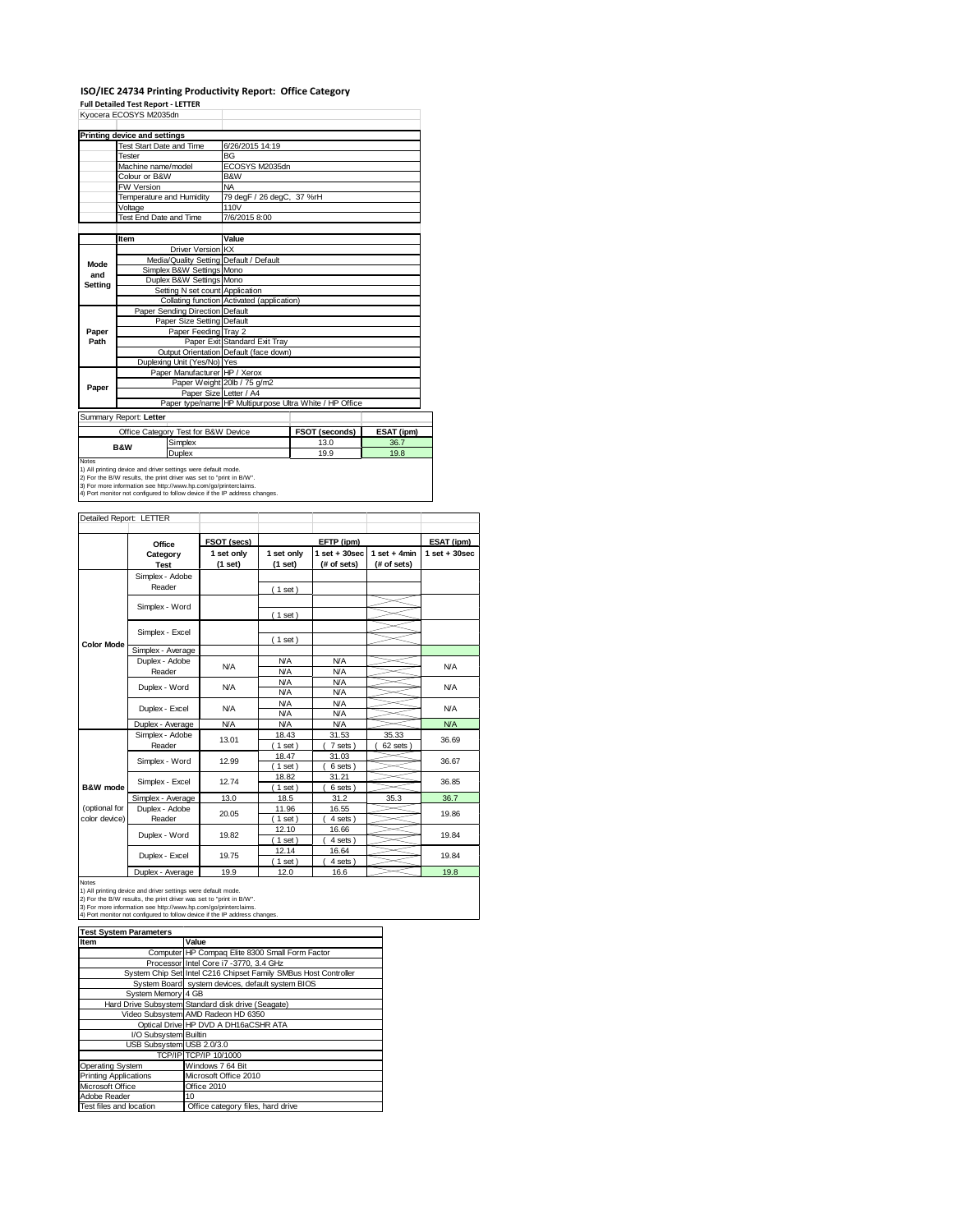# ISO/IEC 24734 Printing Productivity Report: Office Category

**Full Detailed Test Report - LETTER**

Kyocera ECOSYS M2035dn

| Printing device and settings | |
|---|---|
| Test Start Date and Time | 6/26/2015 14:19 |
| Tester | BG |
| Machine name/model | ECOSYS M2035dn |
| Colour or B&W | B&W |
| FW Version | NA |
| Temperature and Humidity | 79 degF / 26 degC, 37 %rH |
| Voltage | 110V |
| Test End Date and Time | 7/6/2015 8:00 |

| | Item | Value |
|---|---|---|
| Mode and Setting | Driver Version | KX |
| | Media/Quality Setting | Default / Default |
| | Simplex B&W Settings | Mono |
| | Duplex B&W Settings | Mono |
| | Setting N set count | Application |
| | Collating function | Activated (application) |
| Paper Path | Paper Sending Direction | Default |
| | Paper Size Setting | Default |
| | Paper Feeding | Tray 2 |
| | Paper Exit | Standard Exit Tray |
| | Output Orientation | Default (face down) |
| | Duplexing Unit (Yes/No) | Yes |
| Paper | Paper Manufacturer | HP / Xerox |
| | Paper Weight | 20lb / 75 g/m2 |
| | Paper Size | Letter / A4 |
| | Paper type/name | HP Multipurpose Ultra White / HP Office |

Summary Report: **Letter**

| Office Category Test for B&W Device | | FSOT (seconds) | ESAT (ipm) |
|---|---|---|---|
| B&W | Simplex | 13.0 | 36.7 |
| | Duplex | 19.9 | 19.8 |

Notes
1) All printing device and driver settings were default mode.
2) For the B/W results, the print driver was set to "print in B/W".
3) For more information see http://www.hp.com/go/printerclaims.
4) Port monitor not configured to follow device if the IP address changes.

Detailed Report: LETTER

| | Office Category Test | FSOT (secs) 1 set only (1 set) | EFTP (ipm) 1 set only (1 set) | EFTP (ipm) 1 set + 30sec (# of sets) | EFTP (ipm) 1 set + 4min (# of sets) | ESAT (ipm) 1 set + 30sec |
|---|---|---|---|---|---|---|
| Color Mode | Simplex - Adobe Reader | | ( 1 set ) | | | |
| | Simplex - Word | | ( 1 set ) | | | |
| | Simplex - Excel | | ( 1 set ) | | | |
| | Simplex - Average | | | | | |
| | Duplex - Adobe Reader | N/A | N/A<br>N/A | N/A<br>N/A | | N/A |
| | Duplex - Word | N/A | N/A<br>N/A | N/A<br>N/A | | N/A |
| | Duplex - Excel | N/A | N/A<br>N/A | N/A<br>N/A | | N/A |
| | Duplex - Average | N/A | N/A | N/A | | N/A |
| B&W mode (optional for color device) | Simplex - Adobe Reader | 13.01 | 18.43<br>( 1 set ) | 31.53<br>( 7 sets ) | 35.33<br>( 62 sets ) | 36.69 |
| | Simplex - Word | 12.99 | 18.47<br>( 1 set ) | 31.03<br>( 6 sets ) | | 36.67 |
| | Simplex - Excel | 12.74 | 18.82<br>( 1 set ) | 31.21<br>( 6 sets ) | | 36.85 |
| | Simplex - Average | 13.0 | 18.5 | 31.2 | 35.3 | 36.7 |
| | Duplex - Adobe Reader | 20.05 | 11.96<br>( 1 set ) | 16.55<br>( 4 sets ) | | 19.86 |
| | Duplex - Word | 19.82 | 12.10<br>( 1 set ) | 16.66<br>( 4 sets ) | | 19.84 |
| | Duplex - Excel | 19.75 | 12.14<br>( 1 set ) | 16.64<br>( 4 sets ) | | 19.84 |
| | Duplex - Average | 19.9 | 12.0 | 16.6 | | 19.8 |

Notes
1) All printing device and driver settings were default mode.
2) For the B/W results, the print driver was set to "print in B/W".
3) For more information see http://www.hp.com/go/printerclaims.
4) Port monitor not configured to follow device if the IP address changes.

| Test System Parameters | |
|---|---|
| **Item** | **Value** |
| Computer | HP Compaq Elite 8300 Small Form Factor |
| Processor | Intel Core i7 -3770, 3.4 GHz |
| System Chip Set | Intel C216 Chipset Family SMBus Host Controller |
| System Board | system devices, default system BIOS |
| System Memory | 4 GB |
| Hard Drive Subsystem | Standard disk drive (Seagate) |
| Video Subsystem | AMD Radeon HD 6350 |
| Optical Drive | HP DVD A DH16aCSHR ATA |
| I/O Subsystem | Builtin |
| USB Subsystem | USB 2.0/3.0 |
| TCP/IP | TCP/IP 10/1000 |
| Operating System | Windows 7 64 Bit |
| Printing Applications | Microsoft Office 2010 |
| Microsoft Office | Office 2010 |
| Adobe Reader | 10 |
| Test files and location | Office category files, hard drive |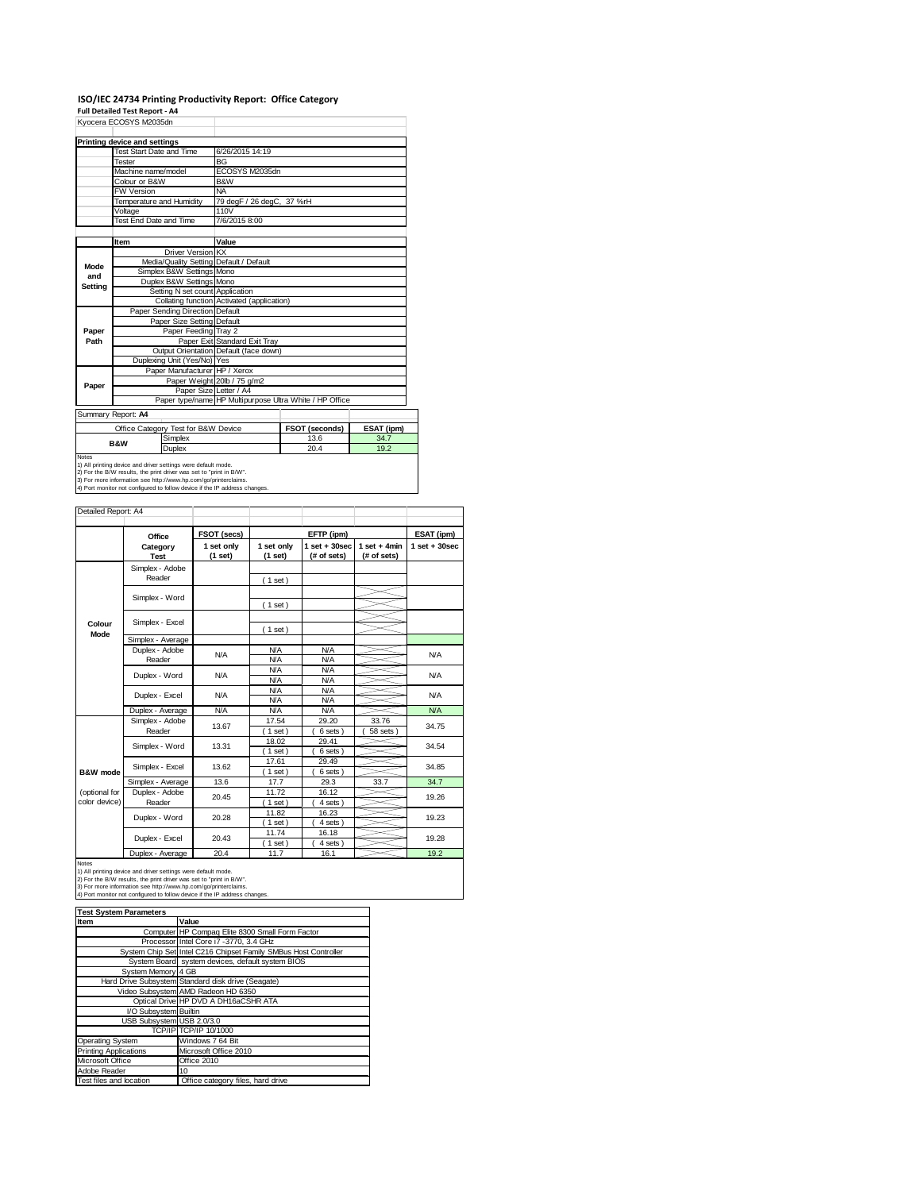# ISO/IEC 24734 Printing Productivity Report: Office Category

**Full Detailed Test Report - A4**

Kyocera ECOSYS M2035dn

| Printing device and settings | |
|---|---|
| Test Start Date and Time | 6/26/2015 14:19 |
| Tester | BG |
| Machine name/model | ECOSYS M2035dn |
| Colour or B&W | B&W |
| FW Version | NA |
| Temperature and Humidity | 79 degF / 26 degC, 37 %rH |
| Voltage | 110V |
| Test End Date and Time | 7/6/2015 8:00 |

| | Item | Value |
|---|---|---|
| Mode and Setting | Driver Version | KX |
| | Media/Quality Setting | Default / Default |
| | Simplex B&W Settings | Mono |
| | Duplex B&W Settings | Mono |
| | Setting N set count | Application |
| | Collating function | Activated (application) |
| Paper Path | Paper Sending Direction | Default |
| | Paper Size Setting | Default |
| | Paper Feeding | Tray 2 |
| | Paper Exit | Standard Exit Tray |
| | Output Orientation | Default (face down) |
| | Duplexing Unit (Yes/No) | Yes |
| Paper | Paper Manufacturer | HP / Xerox |
| | Paper Weight | 20lb / 75 g/m2 |
| | Paper Size | Letter / A4 |
| | Paper type/name | HP Multipurpose Ultra White / HP Office |

Summary Report: **A4**

| Office Category Test for B&W Device | | FSOT (seconds) | ESAT (ipm) |
|---|---|---|---|
| B&W | Simplex | 13.6 | 34.7 |
| | Duplex | 20.4 | 19.2 |

Notes
1) All printing device and driver settings were default mode.
2) For the B/W results, the print driver was set to "print in B/W".
3) For more information see http://www.hp.com/go/printerclaims.
4) Port monitor not configured to follow device if the IP address changes.

Detailed Report: A4

| | Office Category Test | FSOT (secs) 1 set only (1 set) | EFTP (ipm) 1 set only (1 set) | EFTP (ipm) 1 set + 30sec (# of sets) | EFTP (ipm) 1 set + 4min (# of sets) | ESAT (ipm) 1 set + 30sec |
|---|---|---|---|---|---|---|
| Colour Mode | Simplex - Adobe Reader | | ( 1 set ) | | | |
| | Simplex - Word | | ( 1 set ) | | | |
| | Simplex - Excel | | ( 1 set ) | | | |
| | Simplex - Average | | | | | |
| | Duplex - Adobe Reader | N/A | N/A / N/A | N/A / N/A | | N/A |
| | Duplex - Word | N/A | N/A / N/A | N/A / N/A | | N/A |
| | Duplex - Excel | N/A | N/A / N/A | N/A / N/A | | N/A |
| | Duplex - Average | N/A | N/A | N/A | | N/A |
| B&W mode (optional for color device) | Simplex - Adobe Reader | 13.67 | 17.54 ( 1 set ) | 29.20 ( 6 sets ) | 33.76 ( 58 sets ) | 34.75 |
| | Simplex - Word | 13.31 | 18.02 ( 1 set ) | 29.41 ( 6 sets ) | | 34.54 |
| | Simplex - Excel | 13.62 | 17.61 ( 1 set ) | 29.49 ( 6 sets ) | | 34.85 |
| | Simplex - Average | 13.6 | 17.7 | 29.3 | 33.7 | 34.7 |
| | Duplex - Adobe Reader | 20.45 | 11.72 ( 1 set ) | 16.12 ( 4 sets ) | | 19.26 |
| | Duplex - Word | 20.28 | 11.82 ( 1 set ) | 16.23 ( 4 sets ) | | 19.23 |
| | Duplex - Excel | 20.43 | 11.74 ( 1 set ) | 16.18 ( 4 sets ) | | 19.28 |
| | Duplex - Average | 20.4 | 11.7 | 16.1 | | 19.2 |

Notes
1) All printing device and driver settings were default mode.
2) For the B/W results, the print driver was set to "print in B/W".
3) For more information see http://www.hp.com/go/printerclaims.
4) Port monitor not configured to follow device if the IP address changes.

| Test System Parameters | |
|---|---|
| **Item** | **Value** |
| Computer | HP Compaq Elite 8300 Small Form Factor |
| Processor | Intel Core i7 -3770, 3.4 GHz |
| System Chip Set | Intel C216 Chipset Family SMBus Host Controller |
| System Board | system devices, default system BIOS |
| System Memory | 4 GB |
| Hard Drive Subsystem | Standard disk drive (Seagate) |
| Video Subsystem | AMD Radeon HD 6350 |
| Optical Drive | HP DVD A DH16aCSHR ATA |
| I/O Subsystem | Builtin |
| USB Subsystem | USB 2.0/3.0 |
| TCP/IP | TCP/IP 10/1000 |
| Operating System | Windows 7 64 Bit |
| Printing Applications | Microsoft Office 2010 |
| Microsoft Office | Office 2010 |
| Adobe Reader | 10 |
| Test files and location | Office category files, hard drive |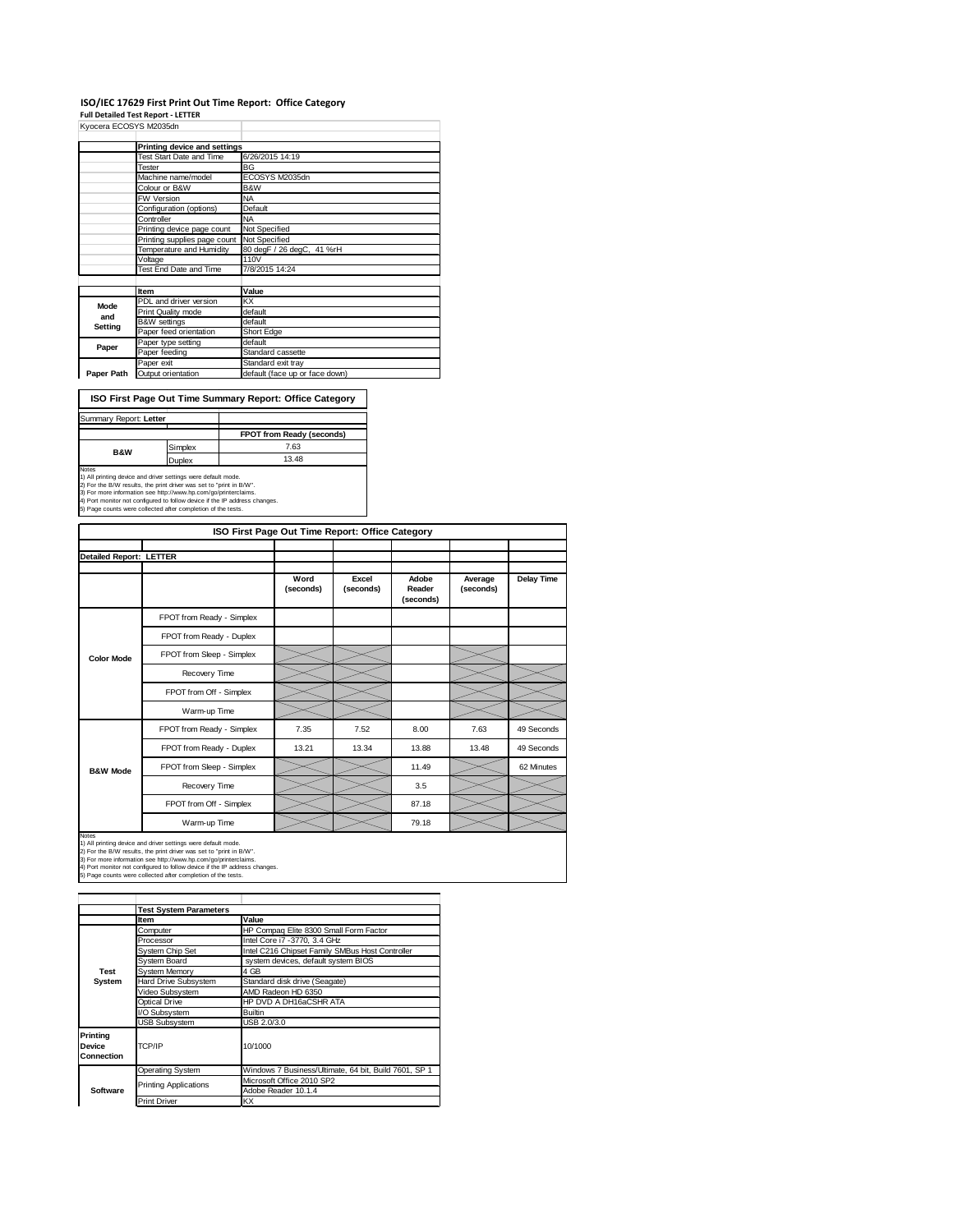## ISO/IEC 17629 First Print Out Time Report: Office Category

**Full Detailed Test Report - LETTER**

Kyocera ECOSYS M2035dn

| | Printing device and settings | |
|---|---|---|
| | Test Start Date and Time | 6/26/2015 14:19 |
| | Tester | BG |
| | Machine name/model | ECOSYS M2035dn |
| | Colour or B&W | B&W |
| | FW Version | NA |
| | Configuration (options) | Default |
| | Controller | NA |
| | Printing device page count | Not Specified |
| | Printing supplies page count | Not Specified |
| | Temperature and Humidity | 80 degF / 26 degC, 41 %rH |
| | Voltage | 110V |
| | Test End Date and Time | 7/8/2015 14:24 |

| | Item | Value |
|---|---|---|
| Mode and Setting | PDL and driver version | KX |
| | Print Quality mode | default |
| | B&W settings | default |
| | Paper feed orientation | Short Edge |
| Paper | Paper type setting | default |
| | Paper feeding | Standard cassette |
| | Paper exit | Standard exit tray |
| Paper Path | Output orientation | default (face up or face down) |

### ISO First Page Out Time Summary Report: Office Category

Summary Report: **Letter**

| | | FPOT from Ready (seconds) |
|---|---|---|
| B&W | Simplex | 7.63 |
| | Duplex | 13.48 |

Notes
1) All printing device and driver settings were default mode.
2) For the B/W results, the print driver was set to "print in B/W".
3) For more information see http://www.hp.com/go/printerclaims.
4) Port monitor not configured to follow device if the IP address changes.
5) Page counts were collected after completion of the tests.

### ISO First Page Out Time Report: Office Category

**Detailed Report: LETTER**

| | | Word (seconds) | Excel (seconds) | Adobe Reader (seconds) | Average (seconds) | Delay Time |
|---|---|---|---|---|---|---|
| Color Mode | FPOT from Ready - Simplex | | | | | |
| | FPOT from Ready - Duplex | | | | | |
| | FPOT from Sleep - Simplex | | | | | |
| | Recovery Time | | | | | |
| | FPOT from Off - Simplex | | | | | |
| | Warm-up Time | | | | | |
| B&W Mode | FPOT from Ready - Simplex | 7.35 | 7.52 | 8.00 | 7.63 | 49 Seconds |
| | FPOT from Ready - Duplex | 13.21 | 13.34 | 13.88 | 13.48 | 49 Seconds |
| | FPOT from Sleep - Simplex | | | 11.49 | | 62 Minutes |
| | Recovery Time | | | 3.5 | | |
| | FPOT from Off - Simplex | | | 87.18 | | |
| | Warm-up Time | | | 79.18 | | |

Notes
1) All printing device and driver settings were default mode.
2) For the B/W results, the print driver was set to "print in B/W".
3) For more information see http://www.hp.com/go/printerclaims.
4) Port monitor not configured to follow device if the IP address changes.
5) Page counts were collected after completion of the tests.

| | Test System Parameters | |
|---|---|---|
| | Item | Value |
| Test System | Computer | HP Compaq Elite 8300 Small Form Factor |
| | Processor | Intel Core i7 -3770, 3.4 GHz |
| | System Chip Set | Intel C216 Chipset Family SMBus Host Controller |
| | System Board | system devices, default system BIOS |
| | System Memory | 4 GB |
| | Hard Drive Subsystem | Standard disk drive (Seagate) |
| | Video Subsystem | AMD Radeon HD 6350 |
| | Optical Drive | HP DVD A DH16aCSHR ATA |
| | I/O Subsystem | Builtin |
| | USB Subsystem | USB 2.0/3.0 |
| Printing Device Connection | TCP/IP | 10/1000 |
| Software | Operating System | Windows 7 Business/Ultimate, 64 bit, Build 7601, SP 1 |
| | Printing Applications | Microsoft Office 2010 SP2 |
| | | Adobe Reader 10.1.4 |
| | Print Driver | KX |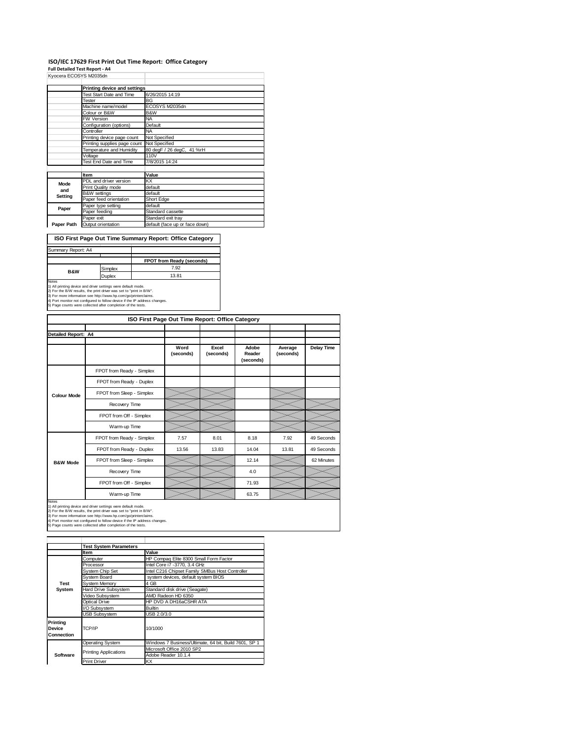## ISO/IEC 17629 First Print Out Time Report: Office Category

**Full Detailed Test Report - A4**

Kyocera ECOSYS M2035dn

| | Printing device and settings | |
|---|---|---|
| | Test Start Date and Time | 6/26/2015 14:19 |
| | Tester | BG |
| | Machine name/model | ECOSYS M2035dn |
| | Colour or B&W | B&W |
| | FW Version | NA |
| | Configuration (options) | Default |
| | Controller | NA |
| | Printing device page count | Not Specified |
| | Printing supplies page count | Not Specified |
| | Temperature and Humidity | 80 degF / 26 degC, 41 %rH |
| | Voltage | 110V |
| | Test End Date and Time | 7/8/2015 14:24 |

| | Item | Value |
|---|---|---|
| Mode and Setting | PDL and driver version | KX |
| | Print Quality mode | default |
| | B&W settings | default |
| | Paper feed orientation | Short Edge |
| Paper | Paper type setting | default |
| | Paper feeding | Standard cassette |
| | Paper exit | Standard exit tray |
| Paper Path | Output orientation | default (face up or face down) |

### ISO First Page Out Time Summary Report: Office Category

Summary Report: A4

| | | FPOT from Ready (seconds) |
|---|---|---|
| B&W | Simplex | 7.92 |
| | Duplex | 13.81 |

Notes
1) All printing device and driver settings were default mode.
2) For the B/W results, the print driver was set to "print in B/W".
3) For more information see http://www.hp.com/go/printerclaims.
4) Port monitor not configured to follow device if the IP address changes.
5) Page counts were collected after completion of the tests.

### ISO First Page Out Time Report: Office Category

Detailed Report: A4

| | | Word (seconds) | Excel (seconds) | Adobe Reader (seconds) | Average (seconds) | Delay Time |
|---|---|---|---|---|---|---|
| Colour Mode | FPOT from Ready - Simplex | | | | | |
| | FPOT from Ready - Duplex | | | | | |
| | FPOT from Sleep - Simplex | | | | | |
| | Recovery Time | | | | | |
| | FPOT from Off - Simplex | | | | | |
| | Warm-up Time | | | | | |
| B&W Mode | FPOT from Ready - Simplex | 7.57 | 8.01 | 8.18 | 7.92 | 49 Seconds |
| | FPOT from Ready - Duplex | 13.56 | 13.83 | 14.04 | 13.81 | 49 Seconds |
| | FPOT from Sleep - Simplex | | | 12.14 | | 62 Minutes |
| | Recovery Time | | | 4.0 | | |
| | FPOT from Off - Simplex | | | 71.93 | | |
| | Warm-up Time | | | 63.75 | | |

Notes
1) All printing device and driver settings were default mode.
2) For the B/W results, the print driver was set to "print in B/W".
3) For more information see http://www.hp.com/go/printerclaims.
4) Port monitor not configured to follow device if the IP address changes.
5) Page counts were collected after completion of the tests.

| | Test System Parameters | |
|---|---|---|
| | Item | Value |
| Test System | Computer | HP Compaq Elite 8300 Small Form Factor |
| | Processor | Intel Core i7 -3770, 3.4 GHz |
| | System Chip Set | Intel C216 Chipset Family SMBus Host Controller |
| | System Board | system devices, default system BIOS |
| | System Memory | 4 GB |
| | Hard Drive Subsystem | Standard disk drive (Seagate) |
| | Video Subsystem | AMD Radeon HD 6350 |
| | Optical Drive | HP DVD A DH16aCSHR ATA |
| | I/O Subsystem | Builtin |
| | USB Subsystem | USB 2.0/3.0 |
| Printing Device Connection | TCP/IP | 10/1000 |
| Software | Operating System | Windows 7 Business/Ultimate, 64 bit, Build 7601, SP 1 |
| | Printing Applications | Microsoft Office 2010 SP2 |
| | | Adobe Reader 10.1.4 |
| | Print Driver | KX |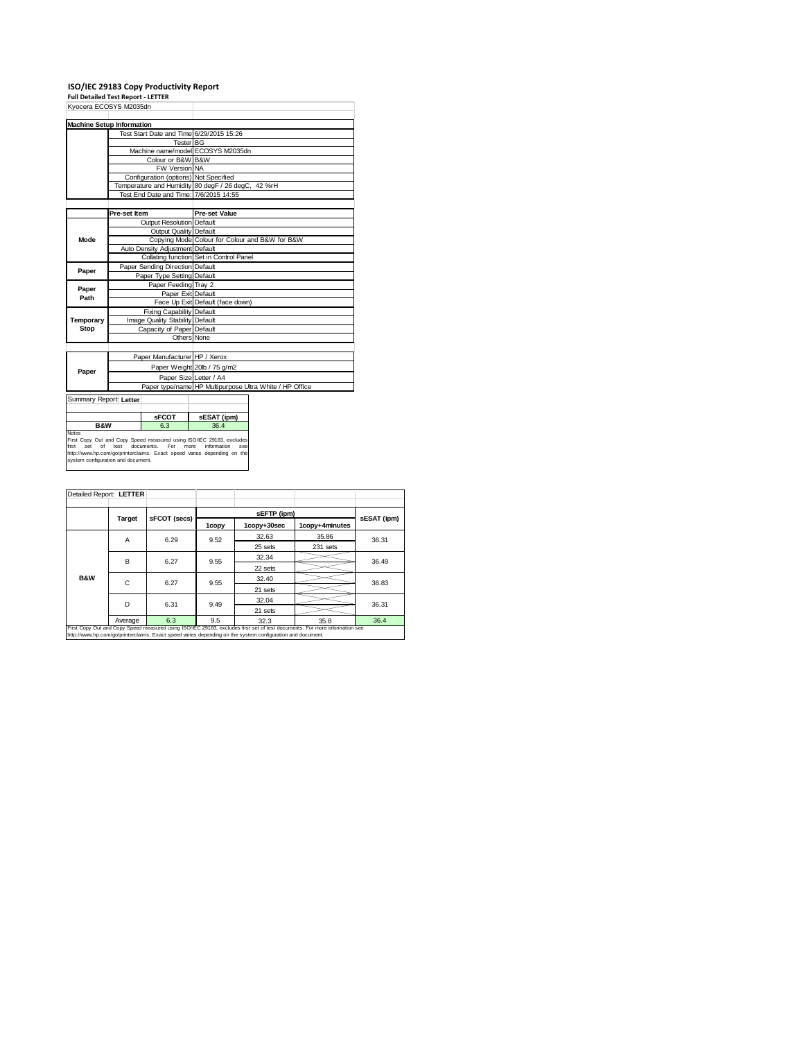# ISO/IEC 29183 Copy Productivity Report

**Full Detailed Test Report - LETTER**

Kyocera ECOSYS M2035dn

| Machine Setup Information | | |
|---|---|---|
| | Test Start Date and Time | 6/29/2015 15:26 |
| | Tester | BG |
| | Machine name/model | ECOSYS M2035dn |
| | Colour or B&W | B&W |
| | FW Version | NA |
| | Configuration (options) | Not Specified |
| | Temperature and Humidity | 80 degF / 26 degC, 42 %rH |
| | Test End Date and Time: | 7/6/2015 14:55 |

| | Pre-set Item | Pre-set Value |
|---|---|---|
| Mode | Output Resolution | Default |
| | Output Quality | Default |
| | Copying Mode | Colour for Colour and B&W for B&W |
| | Auto Density Adjustment | Default |
| | Collating function | Set in Control Panel |
| Paper | Paper Sending Direction | Default |
| | Paper Type Setting | Default |
| Paper Path | Paper Feeding | Tray 2 |
| | Paper Exit | Default |
| | Face Up Exit | Default (face down) |
| Temporary Stop | Fixing Capability | Default |
| | Image Quality Stability | Default |
| | Capacity of Paper | Default |
| | Others | None |

| | | |
|---|---|---|
| Paper | Paper Manufacturer | HP / Xerox |
| | Paper Weight | 20lb / 75 g/m2 |
| | Paper Size | Letter / A4 |
| | Paper type/name | HP Multipurpose Ultra White / HP Office |

Summary Report: **Letter**

| | sFCOT | sESAT (ipm) |
|---|---|---|
| B&W | 6.3 | 36.4 |

Notes

First Copy Out and Copy Speed measured using ISO/IEC 29183, excludes first set of test documents. For more information see http://www.hp.com/go/printerclaims. Exact speed varies depending on the system configuration and document.

Detailed Report: **LETTER**

| | Target | sFCOT (secs) | sEFTP (ipm) 1copy | sEFTP (ipm) 1copy+30sec | sEFTP (ipm) 1copy+4minutes | sESAT (ipm) |
|---|---|---|---|---|---|---|
| B&W | A | 6.29 | 9.52 | 32.63 | 35.86 | 36.31 |
| | | | | 25 sets | 231 sets | |
| | B | 6.27 | 9.55 | 32.34 | | 36.49 |
| | | | | 22 sets | | |
| | C | 6.27 | 9.55 | 32.40 | | 36.83 |
| | | | | 21 sets | | |
| | D | 6.31 | 9.49 | 32.04 | | 36.31 |
| | | | | 21 sets | | |
| | Average | 6.3 | 9.5 | 32.3 | 35.8 | 36.4 |

First Copy Out and Copy Speed measured using ISO/IEC 29183, excludes first set of test documents. For more information see http://www.hp.com/go/printerclaims. Exact speed varies depending on the system configuration and document.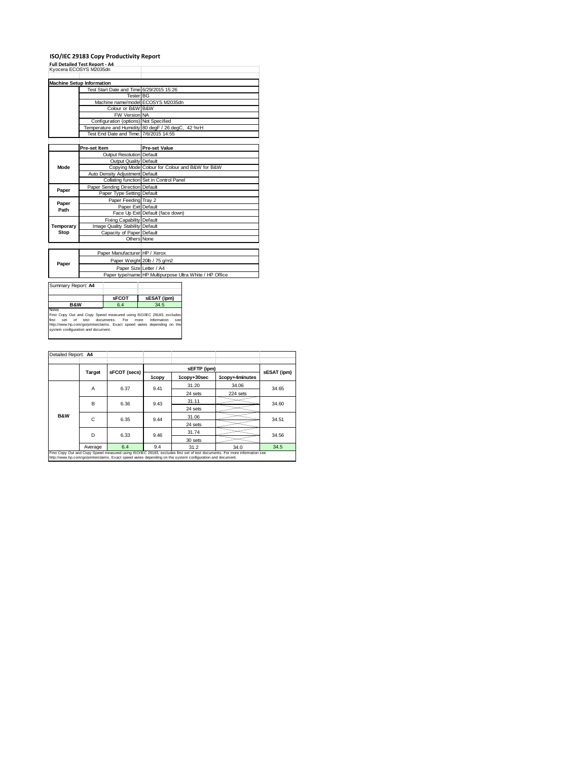# ISO/IEC 29183 Copy Productivity Report

**Full Detailed Test Report - A4**

Kyocera ECOSYS M2035dn

| **Machine Setup Information** | | |
|---|---|---|
| | Test Start Date and Time | 6/29/2015 15:26 |
| | Tester | BG |
| | Machine name/model | ECOSYS M2035dn |
| | Colour or B&W | B&W |
| | FW Version | NA |
| | Configuration (options) | Not Specified |
| | Temperature and Humidity | 80 degF / 26 degC, 42 %rH |
| | Test End Date and Time: | 7/6/2015 14:55 |

| | **Pre-set Item** | **Pre-set Value** |
|---|---|---|
| **Mode** | Output Resolution | Default |
| | Output Quality | Default |
| | Copying Mode | Colour for Colour and B&W for B&W |
| | Auto Density Adjustment | Default |
| | Collating function | Set in Control Panel |
| **Paper** | Paper Sending Direction | Default |
| | Paper Type Setting | Default |
| **Paper Path** | Paper Feeding | Tray 2 |
| | Paper Exit | Default |
| | Face Up Exit | Default (face down) |
| **Temporary Stop** | Fixing Capability | Default |
| | Image Quality Stability | Default |
| | Capacity of Paper | Default |
| | Others | None |

| | | |
|---|---|---|
| **Paper** | Paper Manufacturer | HP / Xerox |
| | Paper Weight | 20lb / 75 g/m2 |
| | Paper Size | Letter / A4 |
| | Paper type/name | HP Multipurpose Ultra White / HP Office |

| Summary Report: **A4** | | |
|---|---|---|
| | **sFCOT** | **sESAT (ipm)** |
| **B&W** | 6.4 | 34.5 |

Notes

First Copy Out and Copy Speed measured using ISO/IEC 29183, excludes first set of test documents. For more information see http://www.hp.com/go/printerclaims. Exact speed varies depending on the system configuration and document.

| Detailed Report: **A4** | | | | | | |
|---|---|---|---|---|---|---|
| | **Target** | **sFCOT (secs)** | **sEFTP (ipm)** | | | **sESAT (ipm)** |
| | | | **1copy** | **1copy+30sec** | **1copy+4minutes** | |
| **B&W** | A | 6.37 | 9.41 | 31.20 | 34.06 | 34.65 |
| | | | | 24 sets | 224 sets | |
| | B | 6.36 | 9.43 | 31.11 | | 34.60 |
| | | | | 24 sets | | |
| | C | 6.35 | 9.44 | 31.06 | | 34.51 |
| | | | | 24 sets | | |
| | D | 6.33 | 9.46 | 31.74 | | 34.56 |
| | | | | 30 sets | | |
| | Average | 6.4 | 9.4 | 31.2 | 34.0 | 34.5 |

First Copy Out and Copy Speed measured using ISO/IEC 29183, excludes first set of test documents. For more information see http://www.hp.com/go/printerclaims. Exact speed varies depending on the system configuration and document.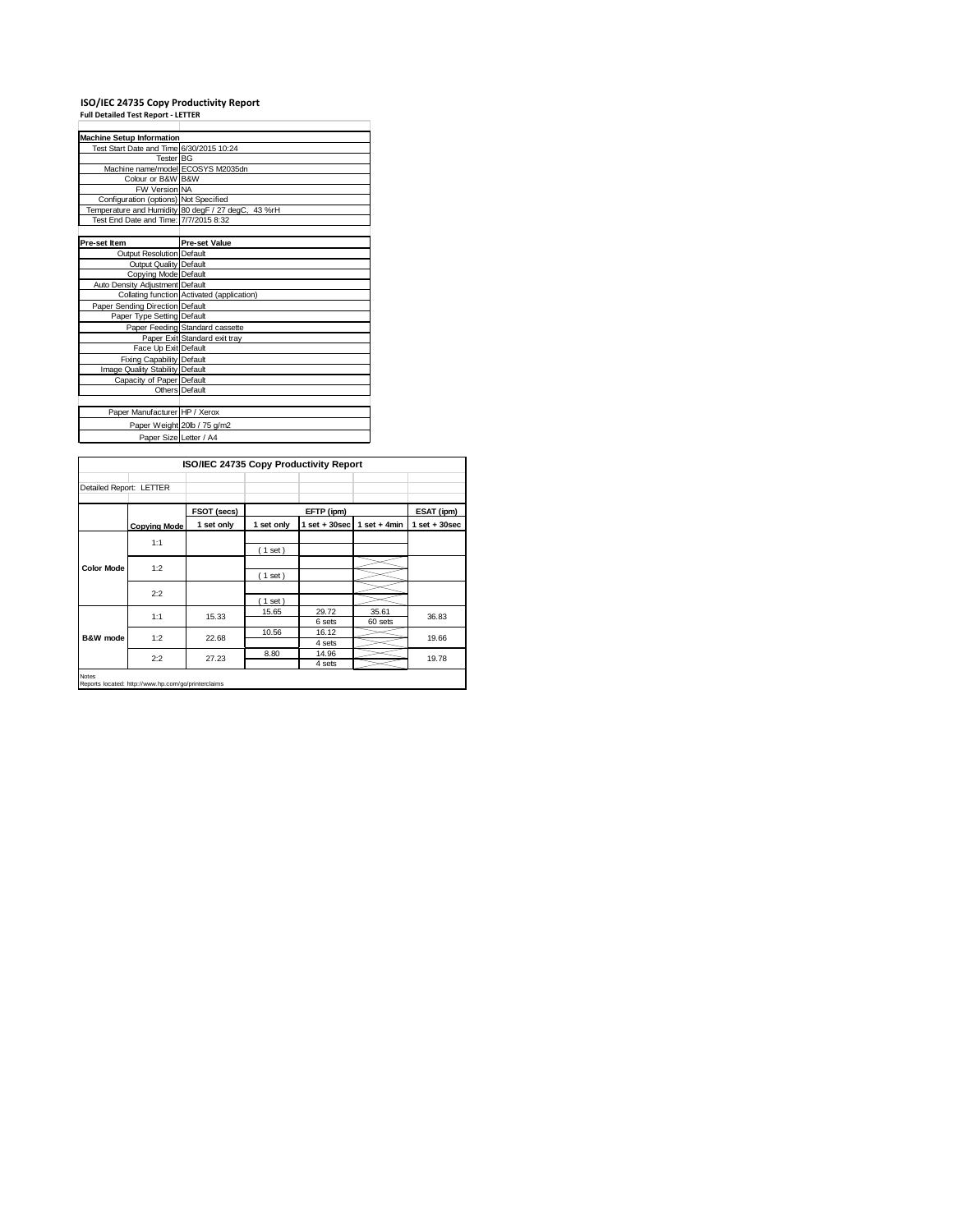# ISO/IEC 24735 Copy Productivity Report

**Full Detailed Test Report - LETTER**

| Machine Setup Information | |
|---|---|
| Test Start Date and Time | 6/30/2015 10:24 |
| Tester | BG |
| Machine name/model | ECOSYS M2035dn |
| Colour or B&W | B&W |
| FW Version | NA |
| Configuration (options) | Not Specified |
| Temperature and Humidity | 80 degF / 27 degC, 43 %rH |
| Test End Date and Time: | 7/7/2015 8:32 |

| Pre-set Item | Pre-set Value |
|---|---|
| Output Resolution | Default |
| Output Quality | Default |
| Copying Mode | Default |
| Auto Density Adjustment | Default |
| Collating function | Activated (application) |
| Paper Sending Direction | Default |
| Paper Type Setting | Default |
| Paper Feeding | Standard cassette |
| Paper Exit | Standard exit tray |
| Face Up Exit | Default |
| Fixing Capability | Default |
| Image Quality Stability | Default |
| Capacity of Paper | Default |
| Others | Default |

| | |
|---|---|
| Paper Manufacturer | HP / Xerox |
| Paper Weight | 20lb / 75 g/m2 |
| Paper Size | Letter / A4 |

**ISO/IEC 24735 Copy Productivity Report**

Detailed Report: LETTER

| | | FSOT (secs) | EFTP (ipm) | | | ESAT (ipm) |
|---|---|---|---|---|---|---|
| | **Copying Mode** | 1 set only | 1 set only | 1 set + 30sec | 1 set + 4min | 1 set + 30sec |
| **Color Mode** | 1:1 | | ( 1 set ) | | | |
| | 1:2 | | ( 1 set ) | | | |
| | 2:2 | | ( 1 set ) | | | |
| **B&W mode** | 1:1 | 15.33 | 15.65 | 29.72<br>6 sets | 35.61<br>60 sets | 36.83 |
| | 1:2 | 22.68 | 10.56 | 16.12<br>4 sets | | 19.66 |
| | 2:2 | 27.23 | 8.80 | 14.96<br>4 sets | | 19.78 |

Notes
Reports located: http://www.hp.com/go/printerclaims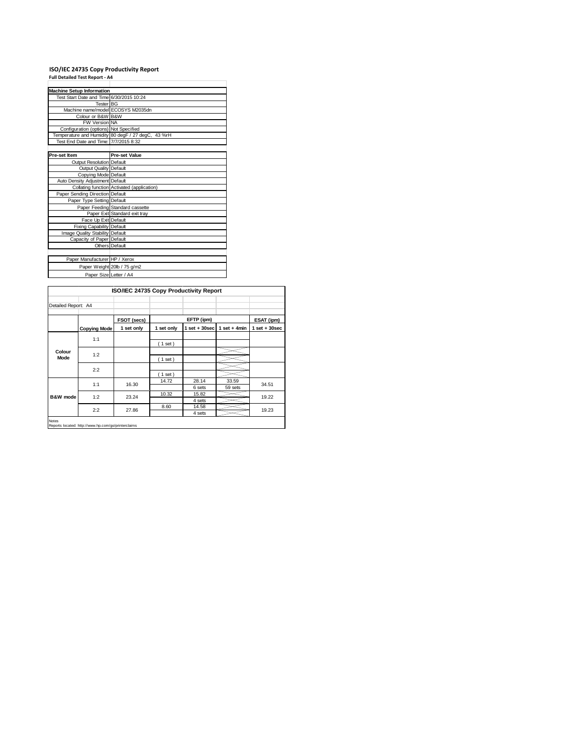# ISO/IEC 24735 Copy Productivity Report

**Full Detailed Test Report - A4**

| Machine Setup Information | |
|---|---|
| Test Start Date and Time | 6/30/2015 10:24 |
| Tester | BG |
| Machine name/model | ECOSYS M2035dn |
| Colour or B&W | B&W |
| FW Version | NA |
| Configuration (options) | Not Specified |
| Temperature and Humidity | 80 degF / 27 degC, 43 %rH |
| Test End Date and Time: | 7/7/2015 8:32 |

| Pre-set Item | Pre-set Value |
|---|---|
| Output Resolution | Default |
| Output Quality | Default |
| Copying Mode | Default |
| Auto Density Adjustment | Default |
| Collating function | Activated (application) |
| Paper Sending Direction | Default |
| Paper Type Setting | Default |
| Paper Feeding | Standard cassette |
| Paper Exit | Standard exit tray |
| Face Up Exit | Default |
| Fixing Capability | Default |
| Image Quality Stability | Default |
| Capacity of Paper | Default |
| Others | Default |

| | |
|---|---|
| Paper Manufacturer | HP / Xerox |
| Paper Weight | 20lb / 75 g/m2 |
| Paper Size | Letter / A4 |

**ISO/IEC 24735 Copy Productivity Report**

Detailed Report: A4

| | | FSOT (secs) | EFTP (ipm) | | | ESAT (ipm) |
|---|---|---|---|---|---|---|
| | Copying Mode | 1 set only | 1 set only | 1 set + 30sec | 1 set + 4min | 1 set + 30sec |
| Colour Mode | 1:1 | | ( 1 set ) | | | |
| | 1:2 | | ( 1 set ) | | | |
| | 2:2 | | ( 1 set ) | | | |
| B&W mode | 1:1 | 16.30 | 14.72 | 28.14<br>6 sets | 33.59<br>59 sets | 34.51 |
| | 1:2 | 23.24 | 10.32 | 15.82<br>4 sets | | 19.22 |
| | 2:2 | 27.86 | 8.60 | 14.58<br>4 sets | | 19.23 |

Notes

Reports located: http://www.hp.com/go/printerclaims